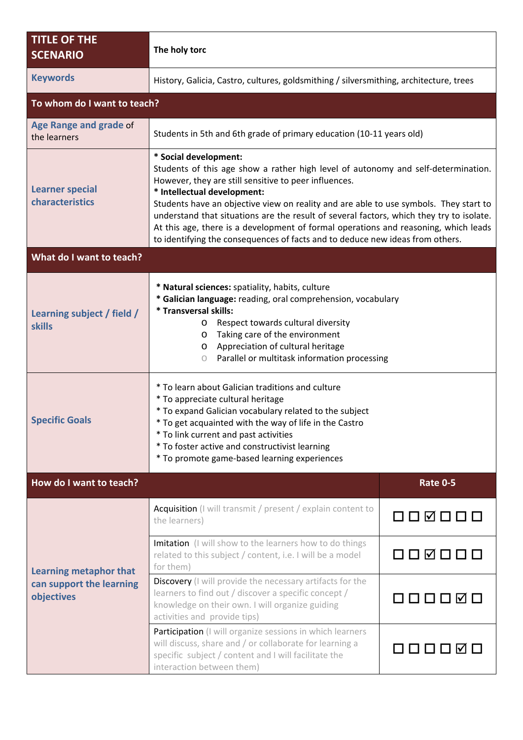| TITLE OF THE SCENARIO | The holy torc | |
|---|---|---|
| Keywords | History, Galicia, Castro, cultures, goldsmithing / silversmithing, architecture, trees | |
| **To whom do I want to teach?** | | |
| Age Range and grade of the learners | Students in 5th and 6th grade of primary education (10-11 years old) | |
| Learner special characteristics | * **Social development:**<br>Students of this age show a rather high level of autonomy and self-determination. However, they are still sensitive to peer influences.<br>* **Intellectual development:**<br>Students have an objective view on reality and are able to use symbols. They start to understand that situations are the result of several factors, which they try to isolate. At this age, there is a development of formal operations and reasoning, which leads to identifying the consequences of facts and to deduce new ideas from others. | |
| **What do I want to teach?** | | |
| Learning subject / field / skills | * **Natural sciences:** spatiality, habits, culture<br>* **Galician language:** reading, oral comprehension, vocabulary<br>* **Transversal skills:**<br>o Respect towards cultural diversity<br>o Taking care of the environment<br>o Appreciation of cultural heritage<br>o Parallel or multitask information processing | |
| Specific Goals | * To learn about Galician traditions and culture<br>* To appreciate cultural heritage<br>* To expand Galician vocabulary related to the subject<br>* To get acquainted with the way of life in the Castro<br>* To link current and past activities<br>* To foster active and constructivist learning<br>* To promote game-based learning experiences | |
| **How do I want to teach?** | | **Rate 0-5** |
| Learning metaphor that can support the learning objectives | Acquisition (I will transmit / present / explain content to the learners) | ☐ ☐ ☑ ☐ ☐ ☐ |
| | Imitation (I will show to the learners how to do things related to this subject / content, i.e. I will be a model for them) | ☐ ☐ ☑ ☐ ☐ ☐ |
| | Discovery (I will provide the necessary artifacts for the learners to find out / discover a specific concept / knowledge on their own. I will organize guiding activities and provide tips) | ☐ ☐ ☐ ☐ ☑ ☐ |
| | Participation (I will organize sessions in which learners will discuss, share and / or collaborate for learning a specific subject / content and I will facilitate the interaction between them) | ☐ ☐ ☐ ☐ ☑ ☐ |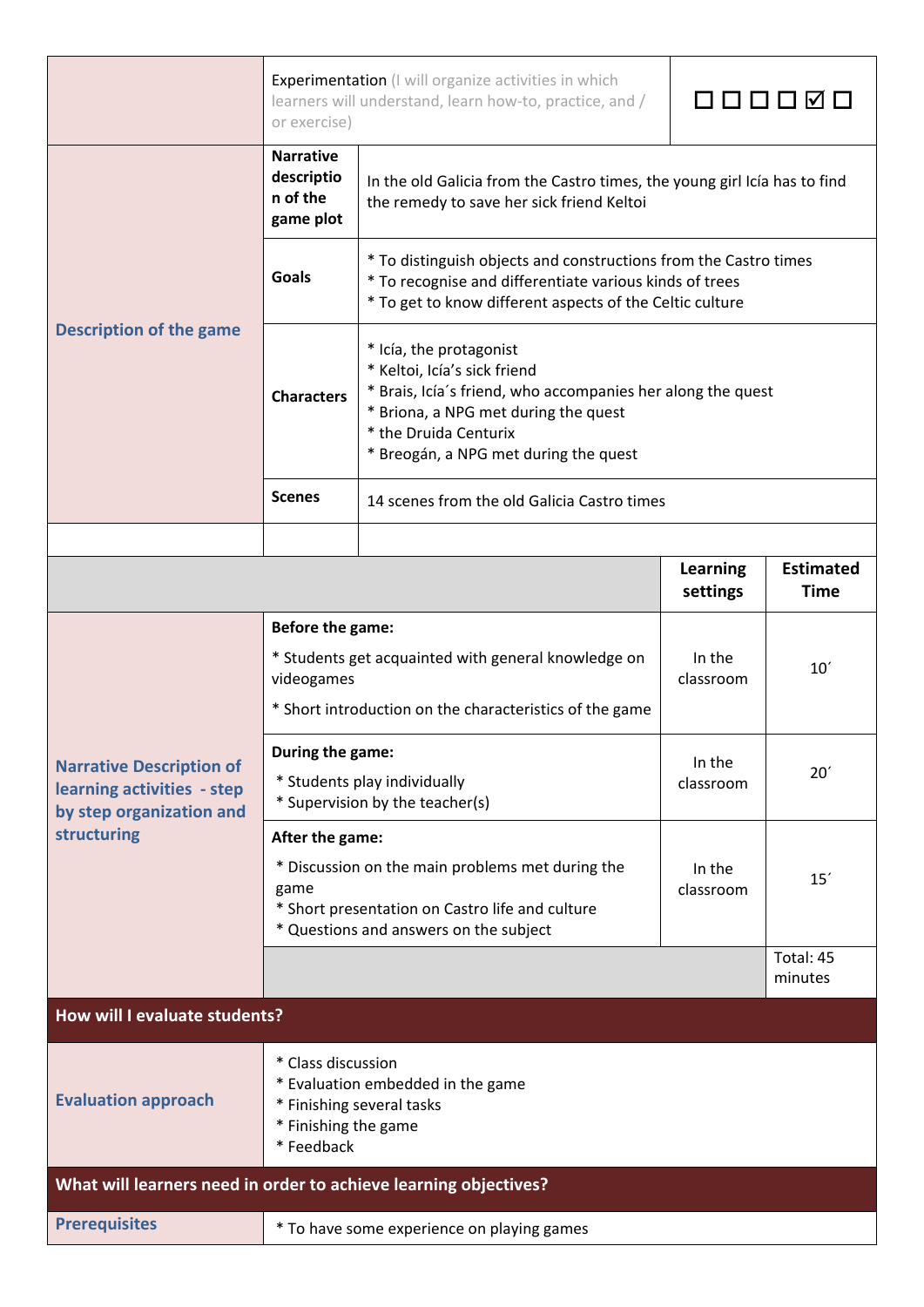| | | | |
|---|---|---|---|
| | Experimentation (I will organize activities in which learners will understand, learn how-to, practice, and / or exercise) | | ☐ ☐ ☐ ☐ ☑ ☐ |
| **Description of the game** | **Narrative description of the game plot** | In the old Galicia from the Castro times, the young girl Icía has to find the remedy to save her sick friend Keltoi | |
| | **Goals** | * To distinguish objects and constructions from the Castro times<br>* To recognise and differentiate various kinds of trees<br>* To get to know different aspects of the Celtic culture | |
| | **Characters** | * Icía, the protagonist<br>* Keltoi, Icía's sick friend<br>* Brais, Icía´s friend, who accompanies her along the quest<br>* Briona, a NPG met during the quest<br>* the Druida Centurix<br>* Breogán, a NPG met during the quest | |
| | **Scenes** | 14 scenes from the old Galicia Castro times | |

| | | **Learning settings** | **Estimated Time** |
|---|---|---|---|
| **Narrative Description of learning activities - step by step organization and structuring** | **Before the game:**<br>* Students get acquainted with general knowledge on videogames<br>* Short introduction on the characteristics of the game | In the classroom | 10´ |
| | **During the game:**<br>* Students play individually<br>* Supervision by the teacher(s) | In the classroom | 20´ |
| | **After the game:**<br>* Discussion on the main problems met during the game<br>* Short presentation on Castro life and culture<br>* Questions and answers on the subject | In the classroom | 15´ |
| | | | Total: 45 minutes |

## How will I evaluate students?

| | |
|---|---|
| **Evaluation approach** | * Class discussion<br>* Evaluation embedded in the game<br>* Finishing several tasks<br>* Finishing the game<br>* Feedback |

## What will learners need in order to achieve learning objectives?

| | |
|---|---|
| **Prerequisites** | * To have some experience on playing games |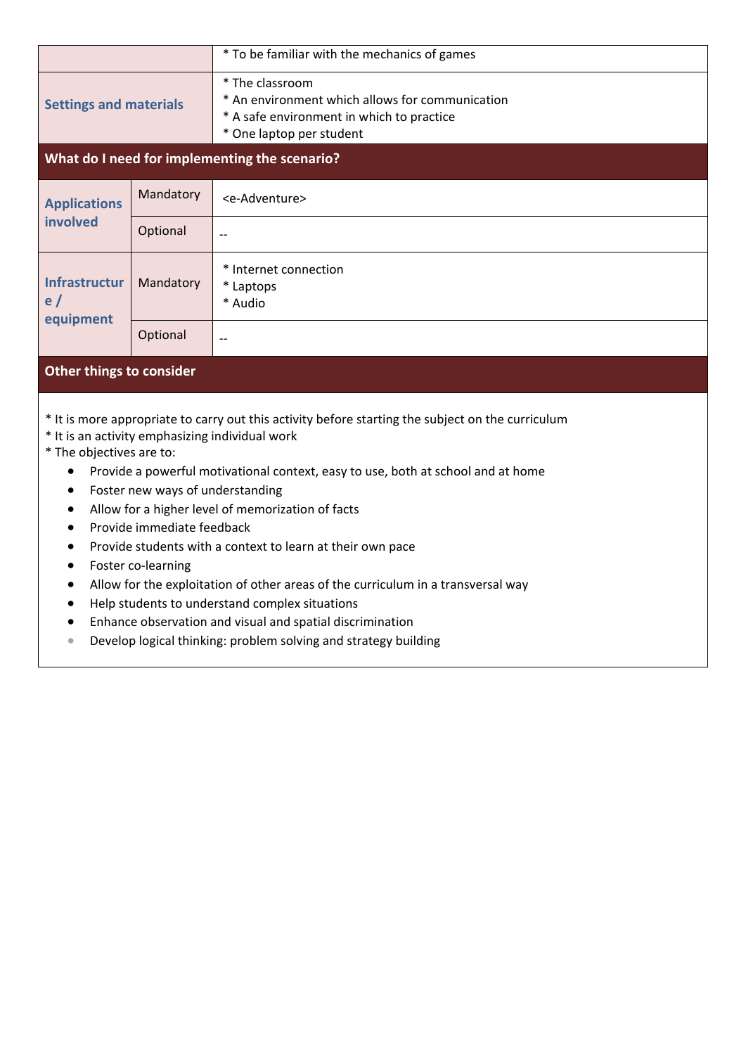| | | |
|---|---|---|
| | | * To be familiar with the mechanics of games |
| **Settings and materials** | | * The classroom<br>* An environment which allows for communication<br>* A safe environment in which to practice<br>* One laptop per student |
| **What do I need for implementing the scenario?** | | |
| **Applications involved** | Mandatory | <e-Adventure> |
| | Optional | -- |
| **Infrastructure / equipment** | Mandatory | * Internet connection<br>* Laptops<br>* Audio |
| | Optional | -- |

## Other things to consider

* It is more appropriate to carry out this activity before starting the subject on the curriculum
* It is an activity emphasizing individual work
* The objectives are to:

- Provide a powerful motivational context, easy to use, both at school and at home
- Foster new ways of understanding
- Allow for a higher level of memorization of facts
- Provide immediate feedback
- Provide students with a context to learn at their own pace
- Foster co-learning
- Allow for the exploitation of other areas of the curriculum in a transversal way
- Help students to understand complex situations
- Enhance observation and visual and spatial discrimination
- Develop logical thinking: problem solving and strategy building